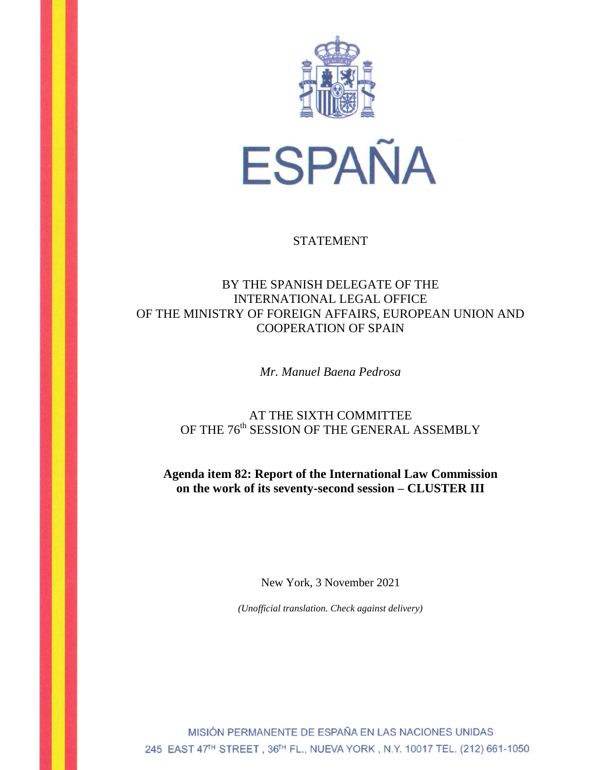# ESPAÑA

STATEMENT

BY THE SPANISH DELEGATE OF THE
INTERNATIONAL LEGAL OFFICE
OF THE MINISTRY OF FOREIGN AFFAIRS, EUROPEAN UNION AND COOPERATION OF SPAIN

*Mr. Manuel Baena Pedrosa*

AT THE SIXTH COMMITTEE
OF THE 76th SESSION OF THE GENERAL ASSEMBLY

**Agenda item 82: Report of the International Law Commission on the work of its seventy-second session – CLUSTER III**

New York, 3 November 2021

*(Unofficial translation. Check against delivery)*

MISIÓN PERMANENTE DE ESPAÑA EN LAS NACIONES UNIDAS
245 EAST 47TH STREET, 36TH FL., NUEVA YORK, N.Y. 10017 TEL. (212) 661-1050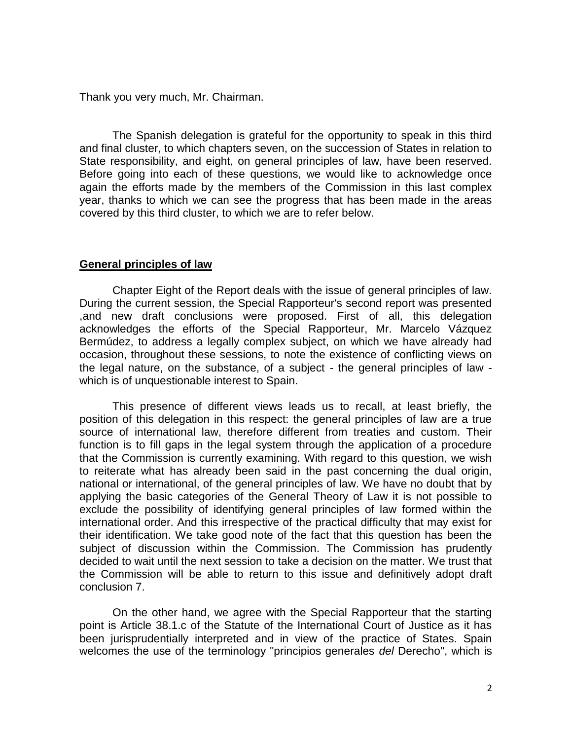Thank you very much, Mr. Chairman.

The Spanish delegation is grateful for the opportunity to speak in this third and final cluster, to which chapters seven, on the succession of States in relation to State responsibility, and eight, on general principles of law, have been reserved. Before going into each of these questions, we would like to acknowledge once again the efforts made by the members of the Commission in this last complex year, thanks to which we can see the progress that has been made in the areas covered by this third cluster, to which we are to refer below.

## **General principles of law**

Chapter Eight of the Report deals with the issue of general principles of law. During the current session, the Special Rapporteur's second report was presented ,and new draft conclusions were proposed. First of all, this delegation acknowledges the efforts of the Special Rapporteur, Mr. Marcelo Vázquez Bermúdez, to address a legally complex subject, on which we have already had occasion, throughout these sessions, to note the existence of conflicting views on the legal nature, on the substance, of a subject - the general principles of law - which is of unquestionable interest to Spain.

This presence of different views leads us to recall, at least briefly, the position of this delegation in this respect: the general principles of law are a true source of international law, therefore different from treaties and custom. Their function is to fill gaps in the legal system through the application of a procedure that the Commission is currently examining. With regard to this question, we wish to reiterate what has already been said in the past concerning the dual origin, national or international, of the general principles of law. We have no doubt that by applying the basic categories of the General Theory of Law it is not possible to exclude the possibility of identifying general principles of law formed within the international order. And this irrespective of the practical difficulty that may exist for their identification. We take good note of the fact that this question has been the subject of discussion within the Commission. The Commission has prudently decided to wait until the next session to take a decision on the matter. We trust that the Commission will be able to return to this issue and definitively adopt draft conclusion 7.

On the other hand, we agree with the Special Rapporteur that the starting point is Article 38.1.c of the Statute of the International Court of Justice as it has been jurisprudentially interpreted and in view of the practice of States. Spain welcomes the use of the terminology "principios generales *del* Derecho", which is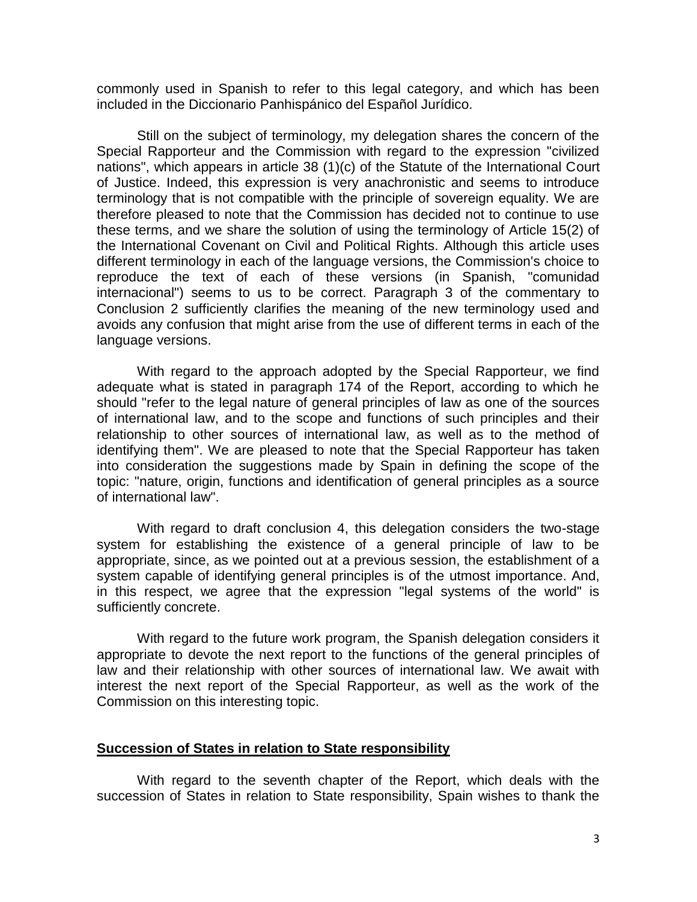commonly used in Spanish to refer to this legal category, and which has been included in the Diccionario Panhispánico del Español Jurídico.

Still on the subject of terminology, my delegation shares the concern of the Special Rapporteur and the Commission with regard to the expression "civilized nations", which appears in article 38 (1)(c) of the Statute of the International Court of Justice. Indeed, this expression is very anachronistic and seems to introduce terminology that is not compatible with the principle of sovereign equality. We are therefore pleased to note that the Commission has decided not to continue to use these terms, and we share the solution of using the terminology of Article 15(2) of the International Covenant on Civil and Political Rights. Although this article uses different terminology in each of the language versions, the Commission's choice to reproduce the text of each of these versions (in Spanish, "comunidad internacional") seems to us to be correct. Paragraph 3 of the commentary to Conclusion 2 sufficiently clarifies the meaning of the new terminology used and avoids any confusion that might arise from the use of different terms in each of the language versions.

With regard to the approach adopted by the Special Rapporteur, we find adequate what is stated in paragraph 174 of the Report, according to which he should "refer to the legal nature of general principles of law as one of the sources of international law, and to the scope and functions of such principles and their relationship to other sources of international law, as well as to the method of identifying them". We are pleased to note that the Special Rapporteur has taken into consideration the suggestions made by Spain in defining the scope of the topic: "nature, origin, functions and identification of general principles as a source of international law".

With regard to draft conclusion 4, this delegation considers the two-stage system for establishing the existence of a general principle of law to be appropriate, since, as we pointed out at a previous session, the establishment of a system capable of identifying general principles is of the utmost importance. And, in this respect, we agree that the expression "legal systems of the world" is sufficiently concrete.

With regard to the future work program, the Spanish delegation considers it appropriate to devote the next report to the functions of the general principles of law and their relationship with other sources of international law. We await with interest the next report of the Special Rapporteur, as well as the work of the Commission on this interesting topic.

**Succession of States in relation to State responsibility**

With regard to the seventh chapter of the Report, which deals with the succession of States in relation to State responsibility, Spain wishes to thank the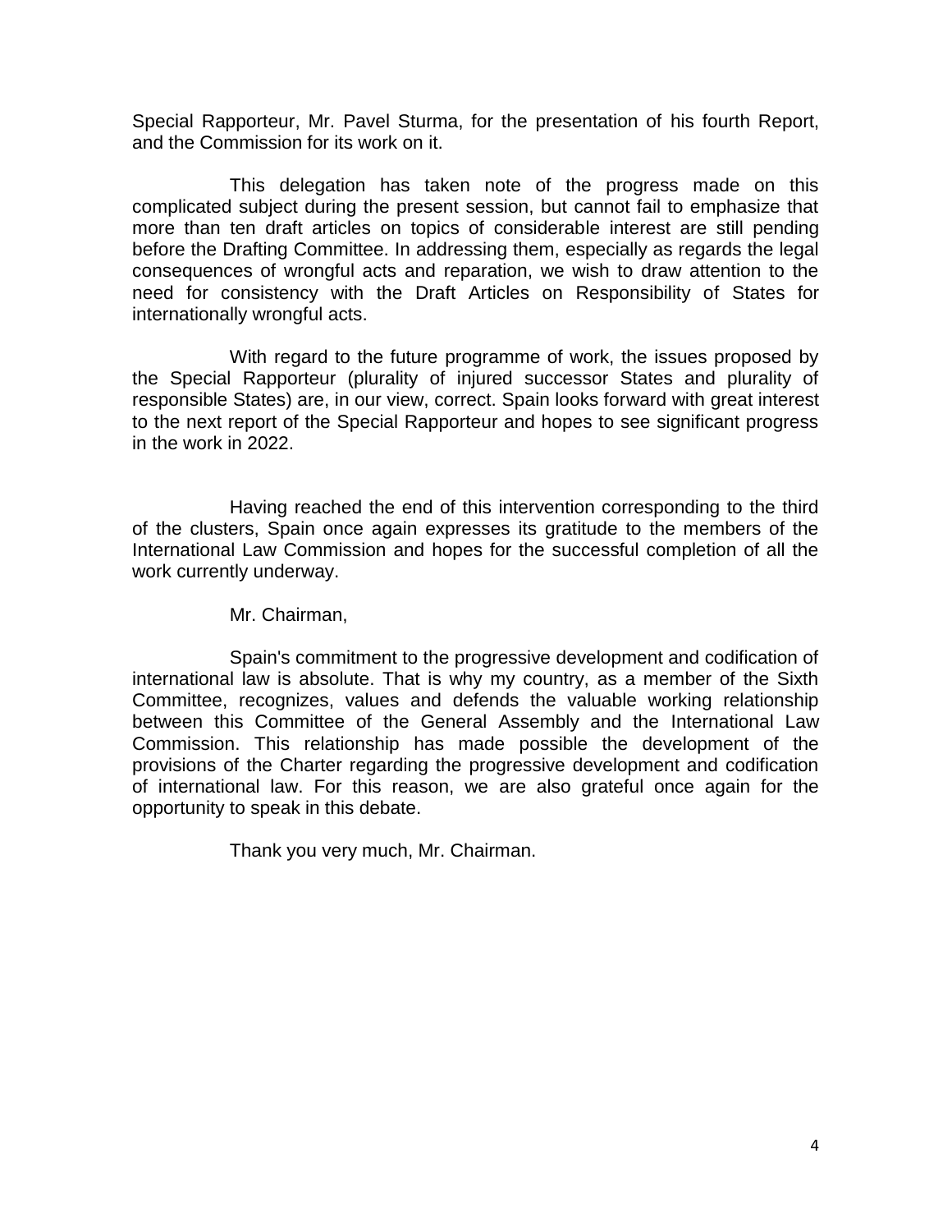Special Rapporteur, Mr. Pavel Sturma, for the presentation of his fourth Report, and the Commission for its work on it.

This delegation has taken note of the progress made on this complicated subject during the present session, but cannot fail to emphasize that more than ten draft articles on topics of considerable interest are still pending before the Drafting Committee. In addressing them, especially as regards the legal consequences of wrongful acts and reparation, we wish to draw attention to the need for consistency with the Draft Articles on Responsibility of States for internationally wrongful acts.

With regard to the future programme of work, the issues proposed by the Special Rapporteur (plurality of injured successor States and plurality of responsible States) are, in our view, correct. Spain looks forward with great interest to the next report of the Special Rapporteur and hopes to see significant progress in the work in 2022.

Having reached the end of this intervention corresponding to the third of the clusters, Spain once again expresses its gratitude to the members of the International Law Commission and hopes for the successful completion of all the work currently underway.

Mr. Chairman,

Spain's commitment to the progressive development and codification of international law is absolute. That is why my country, as a member of the Sixth Committee, recognizes, values and defends the valuable working relationship between this Committee of the General Assembly and the International Law Commission. This relationship has made possible the development of the provisions of the Charter regarding the progressive development and codification of international law. For this reason, we are also grateful once again for the opportunity to speak in this debate.

Thank you very much, Mr. Chairman.